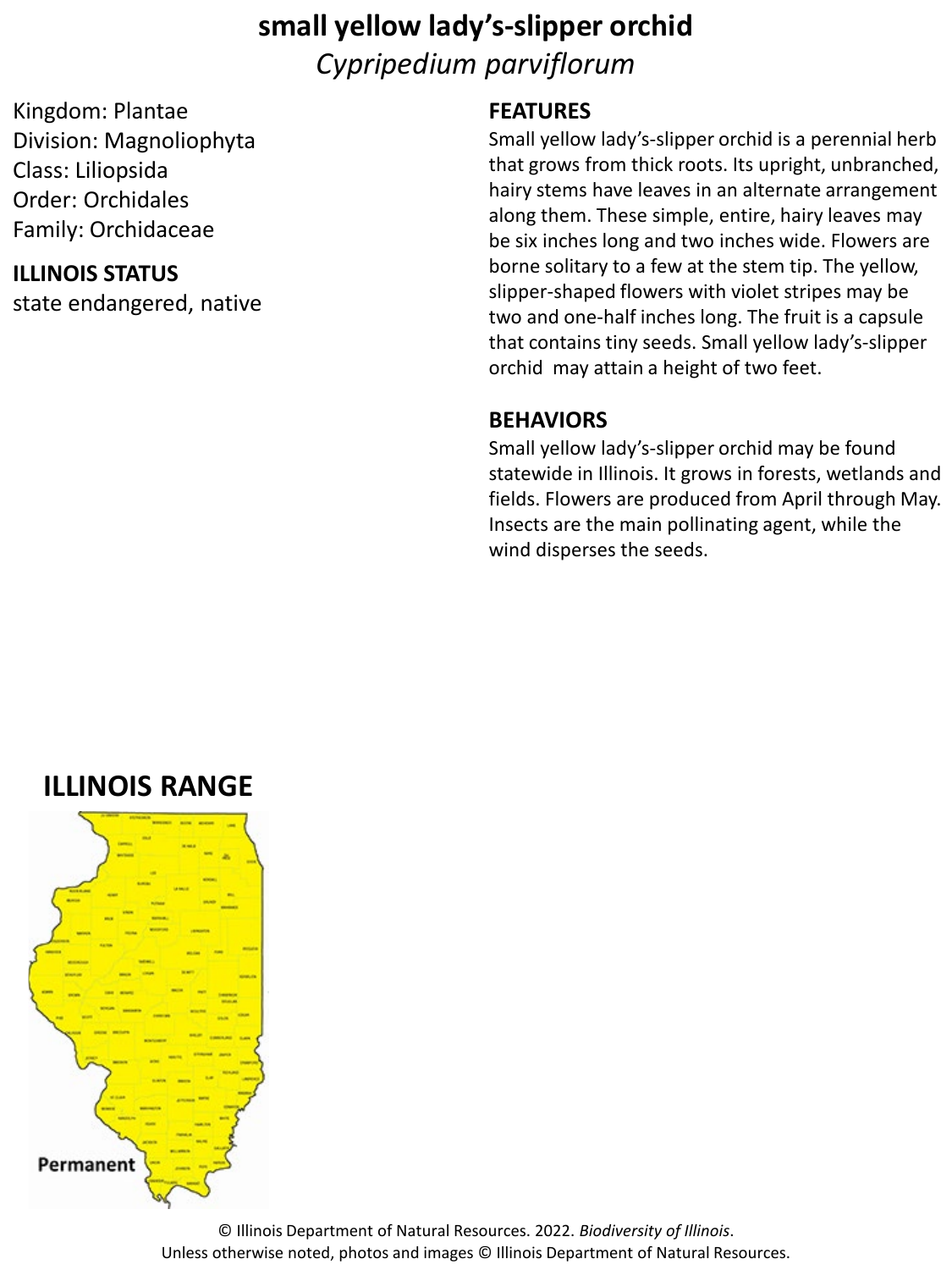# small yellow lady's-slipper orchid

*Cypripedium parviflorum*

Kingdom: Plantae
Division: Magnoliophyta
Class: Liliopsida
Order: Orchidales
Family: Orchidaceae

**ILLINOIS STATUS**

state endangered, native

**FEATURES**

Small yellow lady's-slipper orchid is a perennial herb that grows from thick roots. Its upright, unbranched, hairy stems have leaves in an alternate arrangement along them. These simple, entire, hairy leaves may be six inches long and two inches wide. Flowers are borne solitary to a few at the stem tip. The yellow, slipper-shaped flowers with violet stripes may be two and one-half inches long. The fruit is a capsule that contains tiny seeds. Small yellow lady's-slipper orchid may attain a height of two feet.

**BEHAVIORS**

Small yellow lady's-slipper orchid may be found statewide in Illinois. It grows in forests, wetlands and fields. Flowers are produced from April through May. Insects are the main pollinating agent, while the wind disperses the seeds.

**ILLINOIS RANGE**

Permanent

© Illinois Department of Natural Resources. 2022. *Biodiversity of Illinois*.
Unless otherwise noted, photos and images © Illinois Department of Natural Resources.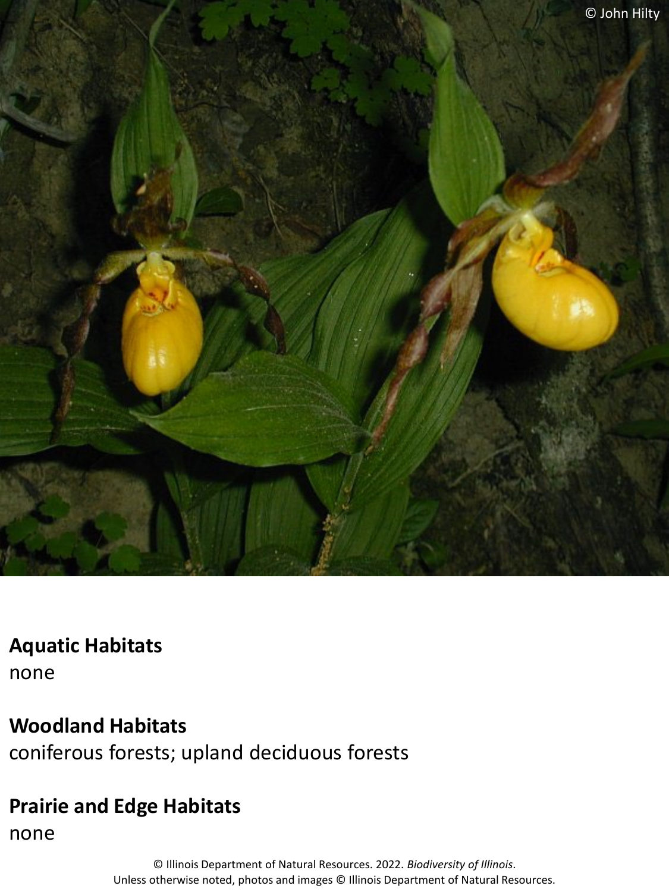**Aquatic Habitats**
none

**Woodland Habitats**
coniferous forests; upland deciduous forests

**Prairie and Edge Habitats**
none

© Illinois Department of Natural Resources. 2022. *Biodiversity of Illinois*.
Unless otherwise noted, photos and images © Illinois Department of Natural Resources.